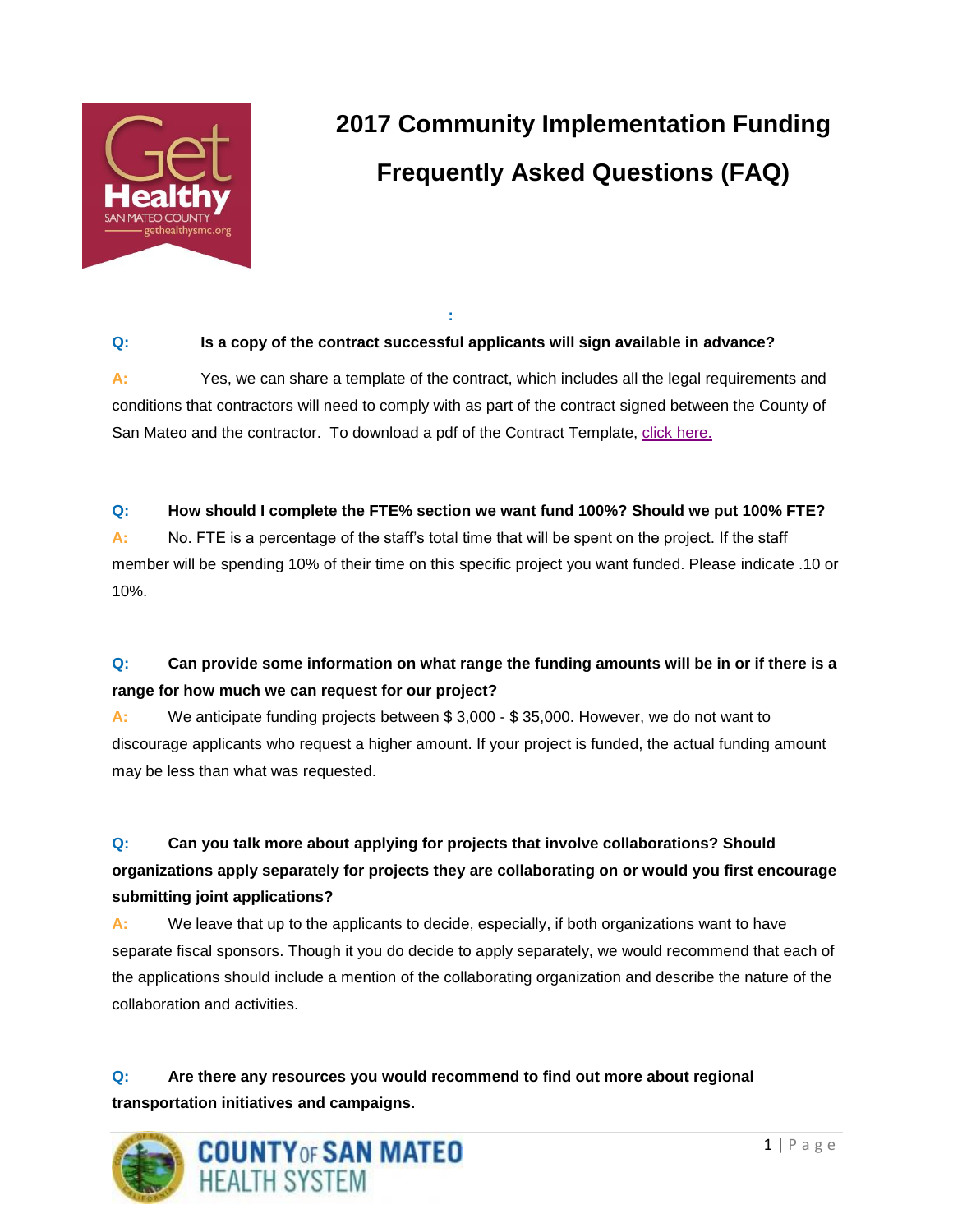# 2017 Community Implementation Funding Frequently Asked Questions (FAQ)

:

**Q: Is a copy of the contract successful applicants will sign available in advance?**

**A:** Yes, we can share a template of the contract, which includes all the legal requirements and conditions that contractors will need to comply with as part of the contract signed between the County of San Mateo and the contractor. To download a pdf of the Contract Template, click here.

**Q: How should I complete the FTE% section we want fund 100%? Should we put 100% FTE?**

**A:** No. FTE is a percentage of the staff's total time that will be spent on the project. If the staff member will be spending 10% of their time on this specific project you want funded. Please indicate .10 or 10%.

**Q: Can provide some information on what range the funding amounts will be in or if there is a range for how much we can request for our project?**

**A:** We anticipate funding projects between $ 3,000 - $ 35,000. However, we do not want to discourage applicants who request a higher amount. If your project is funded, the actual funding amount may be less than what was requested.

**Q: Can you talk more about applying for projects that involve collaborations? Should organizations apply separately for projects they are collaborating on or would you first encourage submitting joint applications?**

**A:** We leave that up to the applicants to decide, especially, if both organizations want to have separate fiscal sponsors. Though it you do decide to apply separately, we would recommend that each of the applications should include a mention of the collaborating organization and describe the nature of the collaboration and activities.

**Q: Are there any resources you would recommend to find out more about regional transportation initiatives and campaigns.**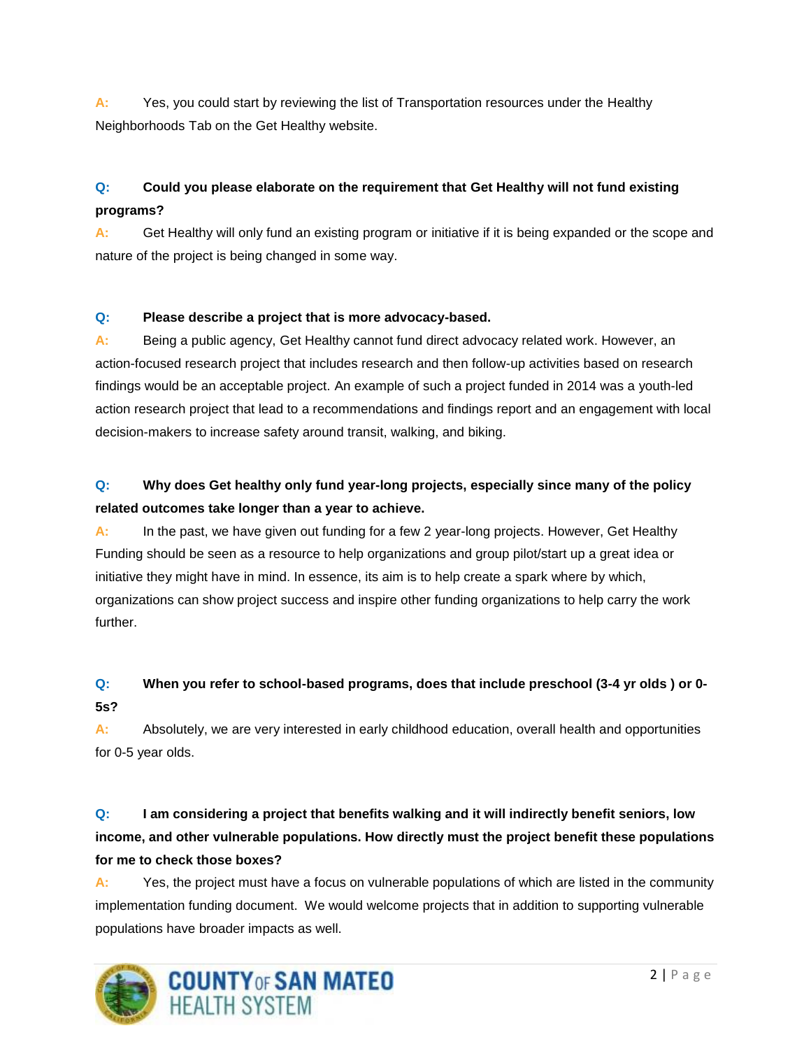**A:** Yes, you could start by reviewing the list of Transportation resources under the Healthy Neighborhoods Tab on the Get Healthy website.

**Q: Could you please elaborate on the requirement that Get Healthy will not fund existing programs?**

**A:** Get Healthy will only fund an existing program or initiative if it is being expanded or the scope and nature of the project is being changed in some way.

**Q: Please describe a project that is more advocacy-based.**

**A:** Being a public agency, Get Healthy cannot fund direct advocacy related work. However, an action-focused research project that includes research and then follow-up activities based on research findings would be an acceptable project. An example of such a project funded in 2014 was a youth-led action research project that lead to a recommendations and findings report and an engagement with local decision-makers to increase safety around transit, walking, and biking.

**Q: Why does Get healthy only fund year-long projects, especially since many of the policy related outcomes take longer than a year to achieve.**

**A:** In the past, we have given out funding for a few 2 year-long projects. However, Get Healthy Funding should be seen as a resource to help organizations and group pilot/start up a great idea or initiative they might have in mind. In essence, its aim is to help create a spark where by which, organizations can show project success and inspire other funding organizations to help carry the work further.

**Q: When you refer to school-based programs, does that include preschool (3-4 yr olds ) or 0-5s?**

**A:** Absolutely, we are very interested in early childhood education, overall health and opportunities for 0-5 year olds.

**Q: I am considering a project that benefits walking and it will indirectly benefit seniors, low income, and other vulnerable populations. How directly must the project benefit these populations for me to check those boxes?**

**A:** Yes, the project must have a focus on vulnerable populations of which are listed in the community implementation funding document. We would welcome projects that in addition to supporting vulnerable populations have broader impacts as well.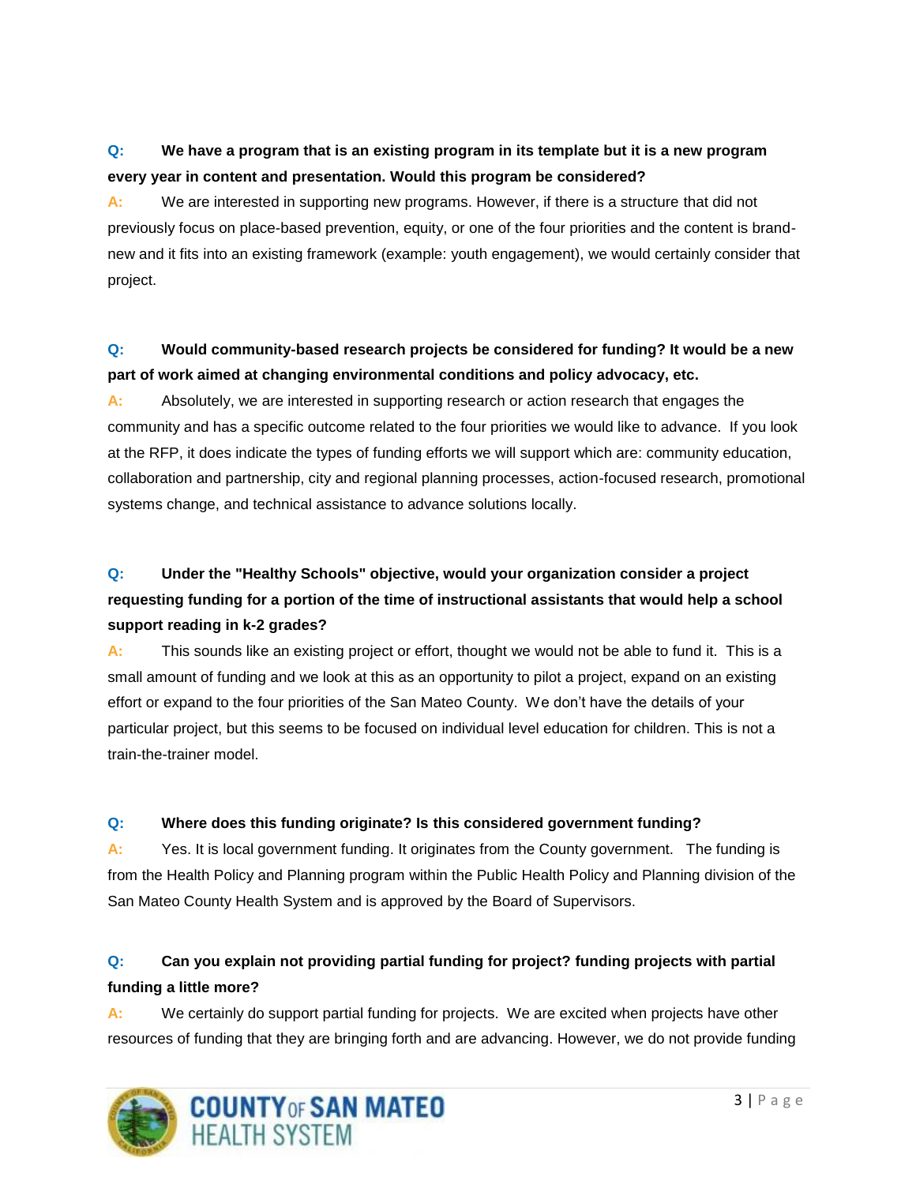**Q: We have a program that is an existing program in its template but it is a new program every year in content and presentation. Would this program be considered?**

**A:** We are interested in supporting new programs. However, if there is a structure that did not previously focus on place-based prevention, equity, or one of the four priorities and the content is brand-new and it fits into an existing framework (example: youth engagement), we would certainly consider that project.

**Q: Would community-based research projects be considered for funding? It would be a new part of work aimed at changing environmental conditions and policy advocacy, etc.**

**A:** Absolutely, we are interested in supporting research or action research that engages the community and has a specific outcome related to the four priorities we would like to advance. If you look at the RFP, it does indicate the types of funding efforts we will support which are: community education, collaboration and partnership, city and regional planning processes, action-focused research, promotional systems change, and technical assistance to advance solutions locally.

**Q: Under the "Healthy Schools" objective, would your organization consider a project requesting funding for a portion of the time of instructional assistants that would help a school support reading in k-2 grades?**

**A:** This sounds like an existing project or effort, thought we would not be able to fund it. This is a small amount of funding and we look at this as an opportunity to pilot a project, expand on an existing effort or expand to the four priorities of the San Mateo County. We don't have the details of your particular project, but this seems to be focused on individual level education for children. This is not a train-the-trainer model.

**Q: Where does this funding originate? Is this considered government funding?**

**A:** Yes. It is local government funding. It originates from the County government. The funding is from the Health Policy and Planning program within the Public Health Policy and Planning division of the San Mateo County Health System and is approved by the Board of Supervisors.

**Q: Can you explain not providing partial funding for project? funding projects with partial funding a little more?**

**A:** We certainly do support partial funding for projects. We are excited when projects have other resources of funding that they are bringing forth and are advancing. However, we do not provide funding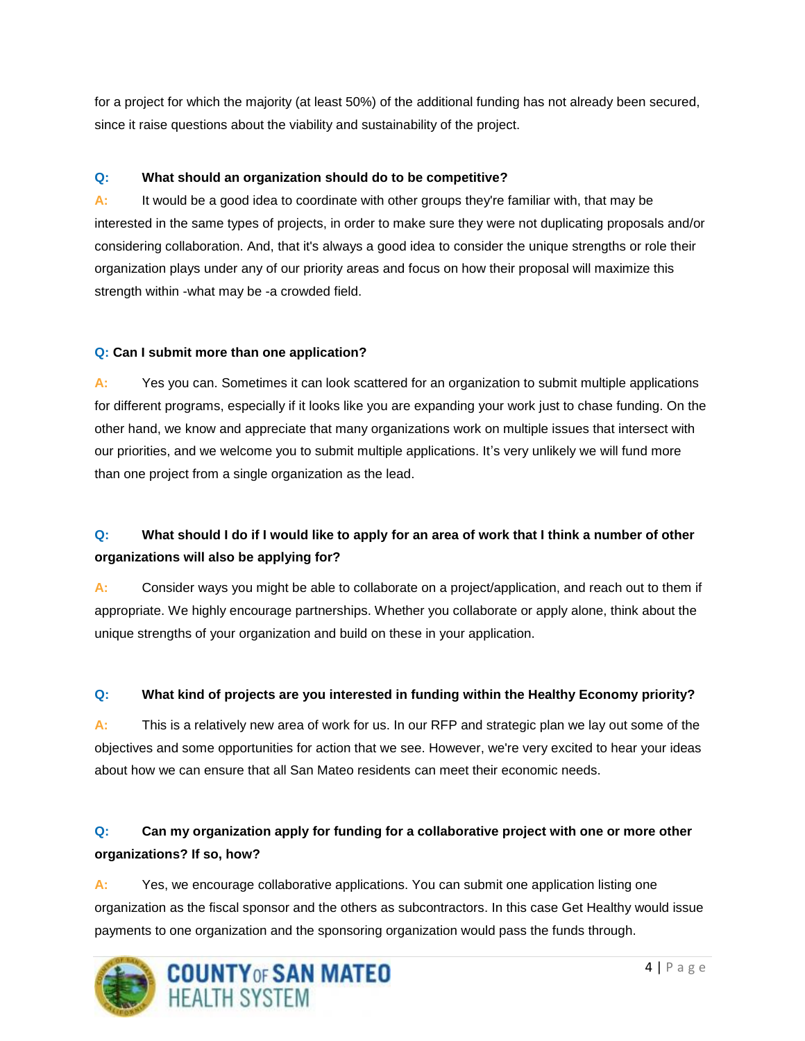for a project for which the majority (at least 50%) of the additional funding has not already been secured, since it raise questions about the viability and sustainability of the project.

**Q: What should an organization should do to be competitive?**

**A:** It would be a good idea to coordinate with other groups they're familiar with, that may be interested in the same types of projects, in order to make sure they were not duplicating proposals and/or considering collaboration. And, that it's always a good idea to consider the unique strengths or role their organization plays under any of our priority areas and focus on how their proposal will maximize this strength within -what may be -a crowded field.

**Q: Can I submit more than one application?**

**A:** Yes you can. Sometimes it can look scattered for an organization to submit multiple applications for different programs, especially if it looks like you are expanding your work just to chase funding. On the other hand, we know and appreciate that many organizations work on multiple issues that intersect with our priorities, and we welcome you to submit multiple applications. It's very unlikely we will fund more than one project from a single organization as the lead.

**Q: What should I do if I would like to apply for an area of work that I think a number of other organizations will also be applying for?**

**A:** Consider ways you might be able to collaborate on a project/application, and reach out to them if appropriate. We highly encourage partnerships. Whether you collaborate or apply alone, think about the unique strengths of your organization and build on these in your application.

**Q: What kind of projects are you interested in funding within the Healthy Economy priority?**

**A:** This is a relatively new area of work for us. In our RFP and strategic plan we lay out some of the objectives and some opportunities for action that we see. However, we're very excited to hear your ideas about how we can ensure that all San Mateo residents can meet their economic needs.

**Q: Can my organization apply for funding for a collaborative project with one or more other organizations? If so, how?**

**A:** Yes, we encourage collaborative applications. You can submit one application listing one organization as the fiscal sponsor and the others as subcontractors. In this case Get Healthy would issue payments to one organization and the sponsoring organization would pass the funds through.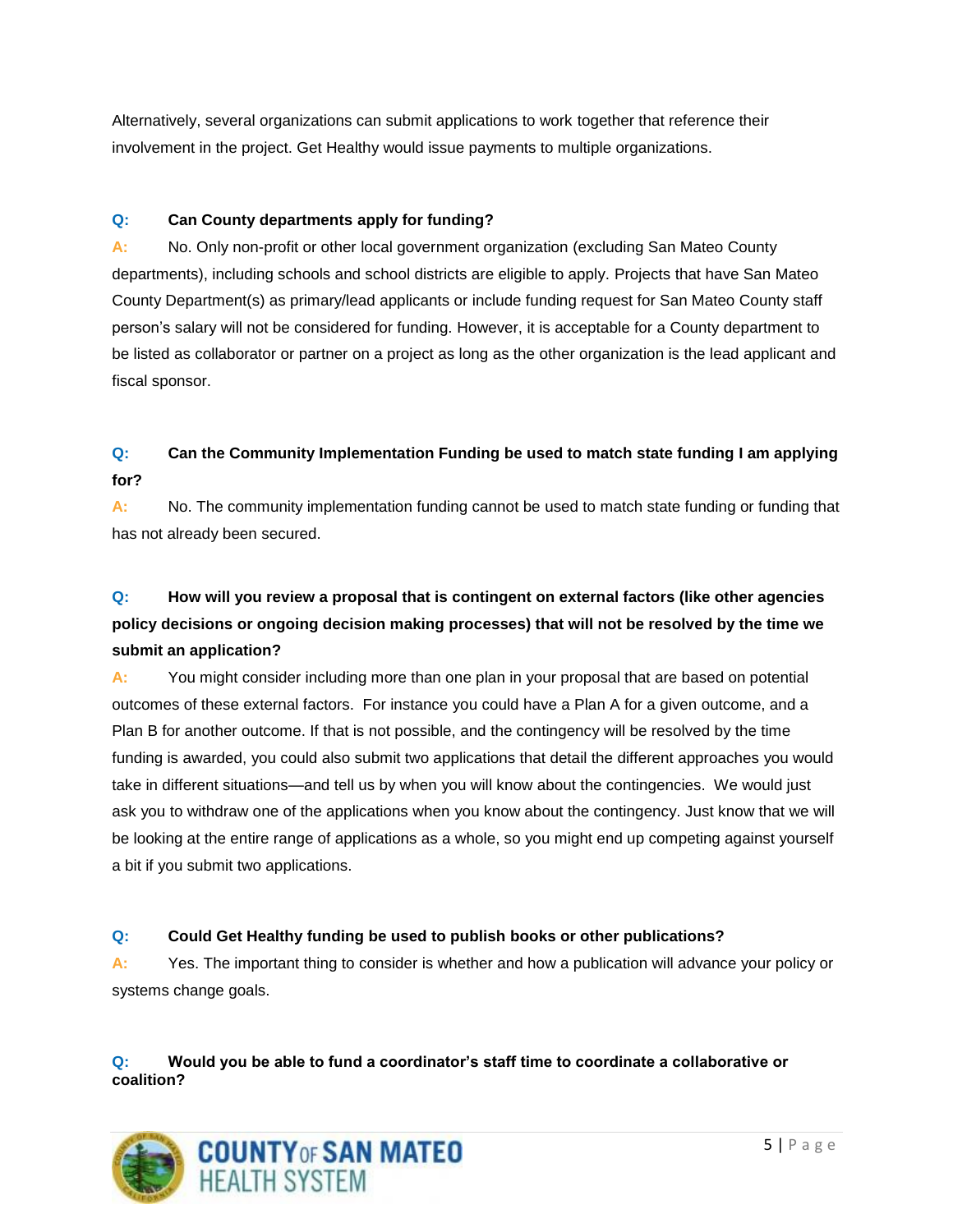Alternatively, several organizations can submit applications to work together that reference their involvement in the project. Get Healthy would issue payments to multiple organizations.

**Q: Can County departments apply for funding?**

**A:** No. Only non-profit or other local government organization (excluding San Mateo County departments), including schools and school districts are eligible to apply. Projects that have San Mateo County Department(s) as primary/lead applicants or include funding request for San Mateo County staff person's salary will not be considered for funding. However, it is acceptable for a County department to be listed as collaborator or partner on a project as long as the other organization is the lead applicant and fiscal sponsor.

**Q: Can the Community Implementation Funding be used to match state funding I am applying for?**

**A:** No. The community implementation funding cannot be used to match state funding or funding that has not already been secured.

**Q: How will you review a proposal that is contingent on external factors (like other agencies policy decisions or ongoing decision making processes) that will not be resolved by the time we submit an application?**

**A:** You might consider including more than one plan in your proposal that are based on potential outcomes of these external factors. For instance you could have a Plan A for a given outcome, and a Plan B for another outcome. If that is not possible, and the contingency will be resolved by the time funding is awarded, you could also submit two applications that detail the different approaches you would take in different situations—and tell us by when you will know about the contingencies. We would just ask you to withdraw one of the applications when you know about the contingency. Just know that we will be looking at the entire range of applications as a whole, so you might end up competing against yourself a bit if you submit two applications.

**Q: Could Get Healthy funding be used to publish books or other publications?**

**A:** Yes. The important thing to consider is whether and how a publication will advance your policy or systems change goals.

**Q: Would you be able to fund a coordinator's staff time to coordinate a collaborative or coalition?**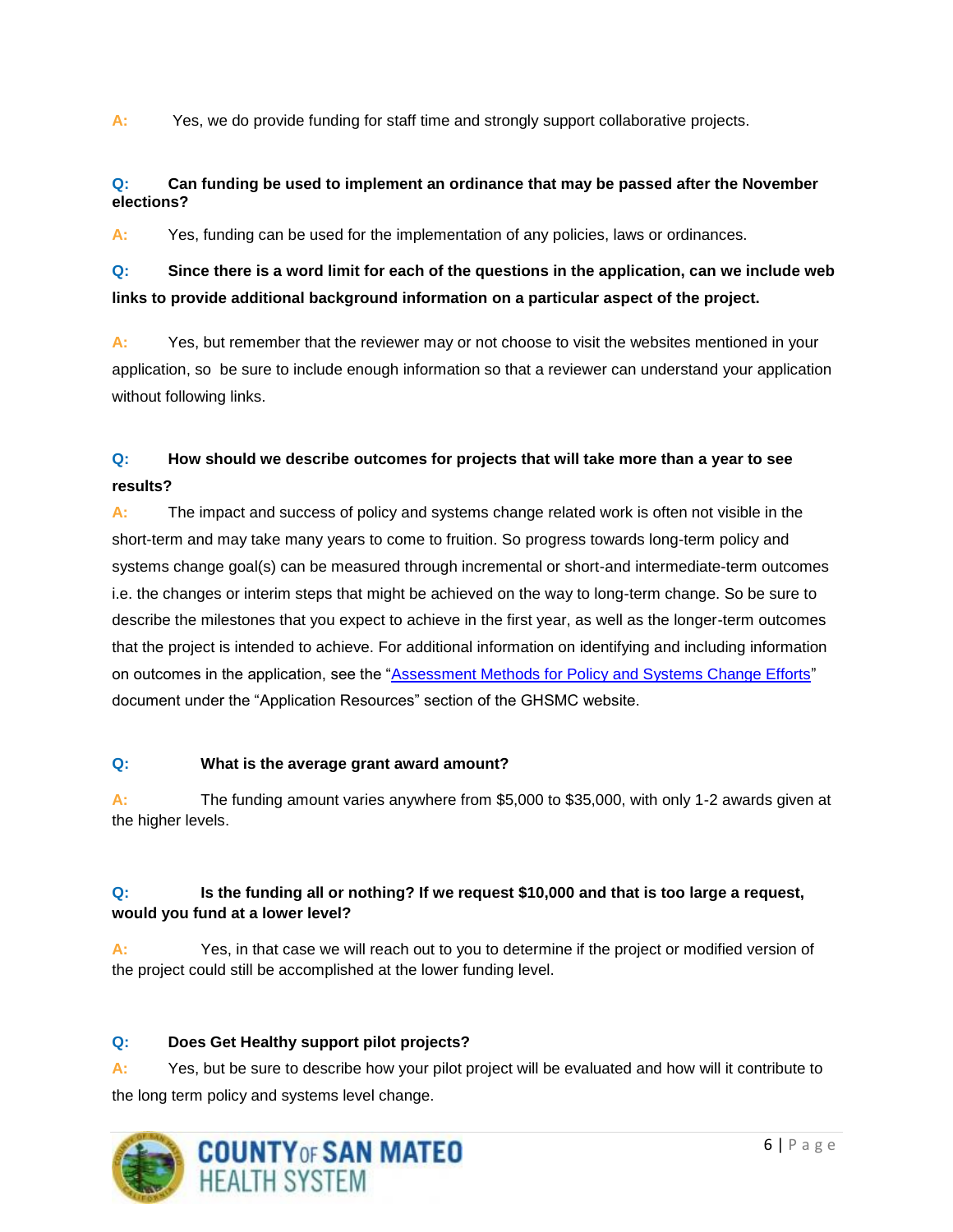**A:** Yes, we do provide funding for staff time and strongly support collaborative projects.

**Q: Can funding be used to implement an ordinance that may be passed after the November elections?**

**A:** Yes, funding can be used for the implementation of any policies, laws or ordinances.

**Q: Since there is a word limit for each of the questions in the application, can we include web links to provide additional background information on a particular aspect of the project.**

**A:** Yes, but remember that the reviewer may or not choose to visit the websites mentioned in your application, so be sure to include enough information so that a reviewer can understand your application without following links.

**Q: How should we describe outcomes for projects that will take more than a year to see results?**

**A:** The impact and success of policy and systems change related work is often not visible in the short-term and may take many years to come to fruition. So progress towards long-term policy and systems change goal(s) can be measured through incremental or short-and intermediate-term outcomes i.e. the changes or interim steps that might be achieved on the way to long-term change. So be sure to describe the milestones that you expect to achieve in the first year, as well as the longer-term outcomes that the project is intended to achieve. For additional information on identifying and including information on outcomes in the application, see the "Assessment Methods for Policy and Systems Change Efforts" document under the "Application Resources" section of the GHSMC website.

**Q: What is the average grant award amount?**

**A:** The funding amount varies anywhere from $5,000 to $35,000, with only 1-2 awards given at the higher levels.

**Q: Is the funding all or nothing? If we request $10,000 and that is too large a request, would you fund at a lower level?**

**A:** Yes, in that case we will reach out to you to determine if the project or modified version of the project could still be accomplished at the lower funding level.

**Q: Does Get Healthy support pilot projects?**

**A:** Yes, but be sure to describe how your pilot project will be evaluated and how will it contribute to the long term policy and systems level change.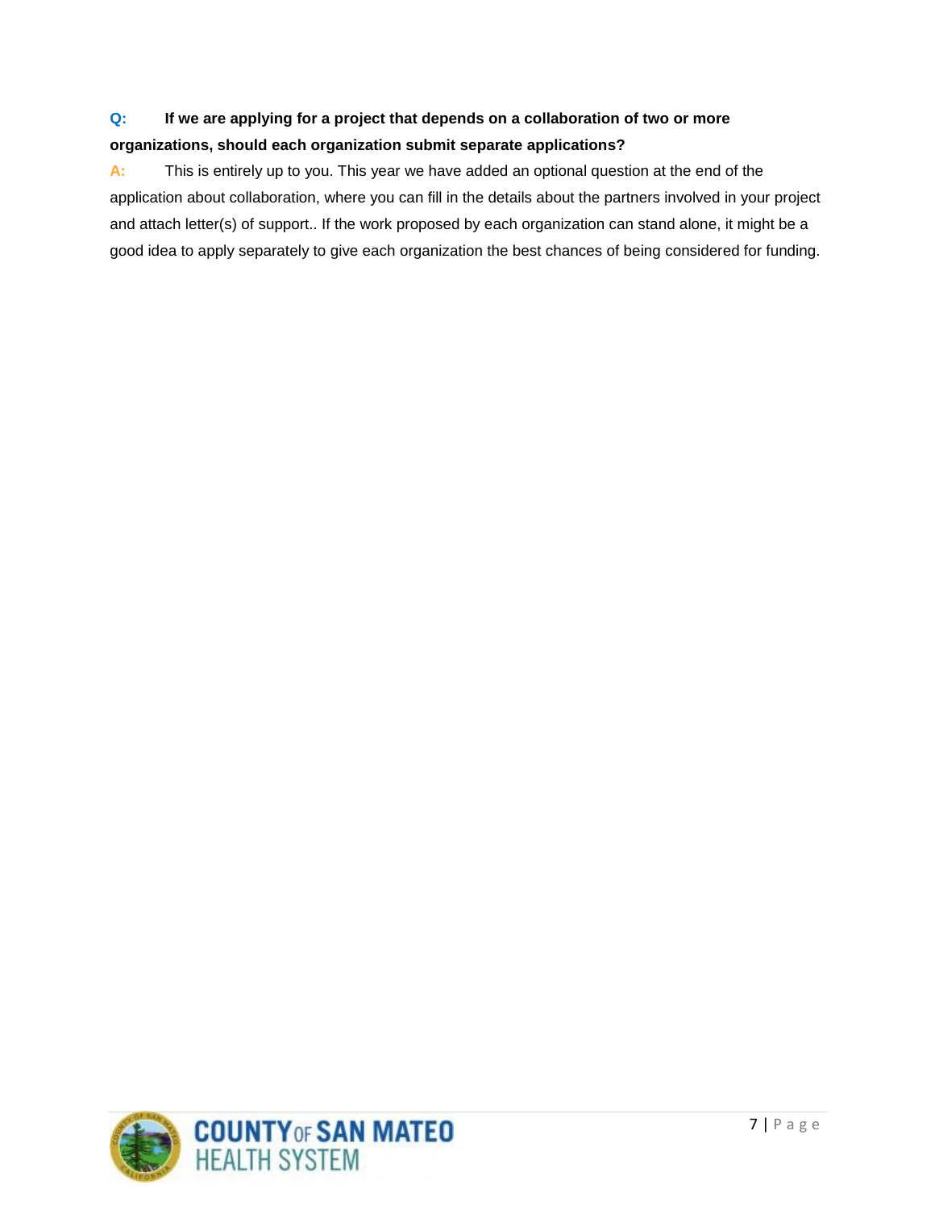**Q: If we are applying for a project that depends on a collaboration of two or more organizations, should each organization submit separate applications?**

**A:** This is entirely up to you. This year we have added an optional question at the end of the application about collaboration, where you can fill in the details about the partners involved in your project and attach letter(s) of support.. If the work proposed by each organization can stand alone, it might be a good idea to apply separately to give each organization the best chances of being considered for funding.